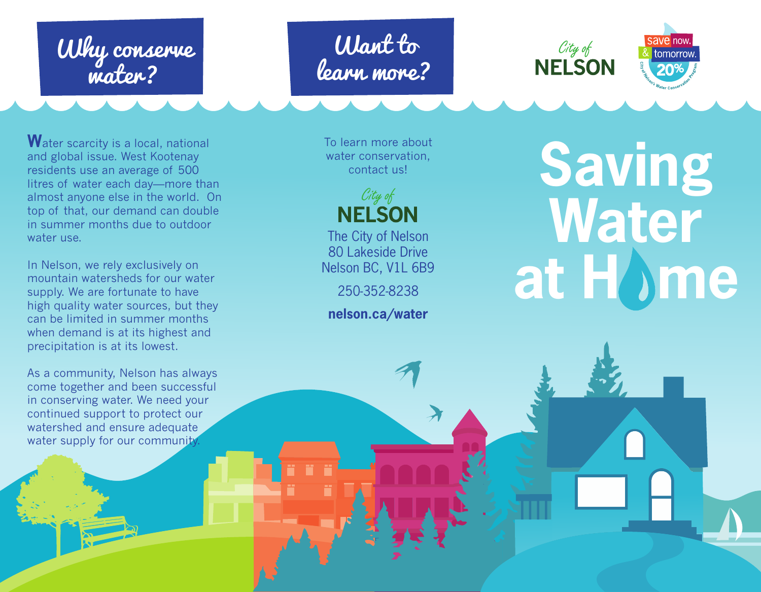## Why conserve water?

Water scarcity is a local, national and global issue. West Kootenay residents use an average of 500 litres of water each day—more than almost anyone else in the world. On top of that, our demand can double in summer months due to outdoor water use.

In Nelson, we rely exclusively on mountain watersheds for our water supply. We are fortunate to have high quality water sources, but they can be limited in summer months when demand is at its highest and precipitation is at its lowest.

As a community, Nelson has always come together and been successful in conserving water. We need your continued support to protect our watershed and ensure adequate water supply for our community.

## Want to learn more?

To learn more about water conservation, contact us!

City of NELSON

The City of Nelson
80 Lakeside Drive
Nelson BC, V1L 6B9

250-352-8238

**nelson.ca/water**

City of NELSON

save now. & tomorrow. 20% City of Nelson's Water Conservation Program

# Saving Water at Home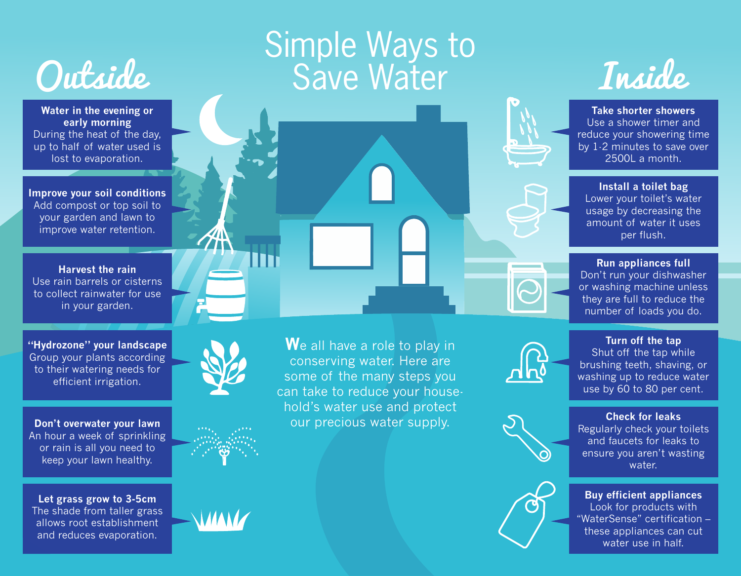# Simple Ways to Save Water

We all have a role to play in conserving water. Here are some of the many steps you can take to reduce your household's water use and protect our precious water supply.

## Outside

**Water in the evening or early morning**
During the heat of the day, up to half of water used is lost to evaporation.

**Improve your soil conditions**
Add compost or top soil to your garden and lawn to improve water retention.

**Harvest the rain**
Use rain barrels or cisterns to collect rainwater for use in your garden.

**"Hydrozone" your landscape**
Group your plants according to their watering needs for efficient irrigation.

**Don't overwater your lawn**
An hour a week of sprinkling or rain is all you need to keep your lawn healthy.

**Let grass grow to 3-5cm**
The shade from taller grass allows root establishment and reduces evaporation.

## Inside

**Take shorter showers**
Use a shower timer and reduce your showering time by 1-2 minutes to save over 2500L a month.

**Install a toilet bag**
Lower your toilet's water usage by decreasing the amount of water it uses per flush.

**Run appliances full**
Don't run your dishwasher or washing machine unless they are full to reduce the number of loads you do.

**Turn off the tap**
Shut off the tap while brushing teeth, shaving, or washing up to reduce water use by 60 to 80 per cent.

**Check for leaks**
Regularly check your toilets and faucets for leaks to ensure you aren't wasting water.

**Buy efficient appliances**
Look for products with "WaterSense" certification – these appliances can cut water use in half.